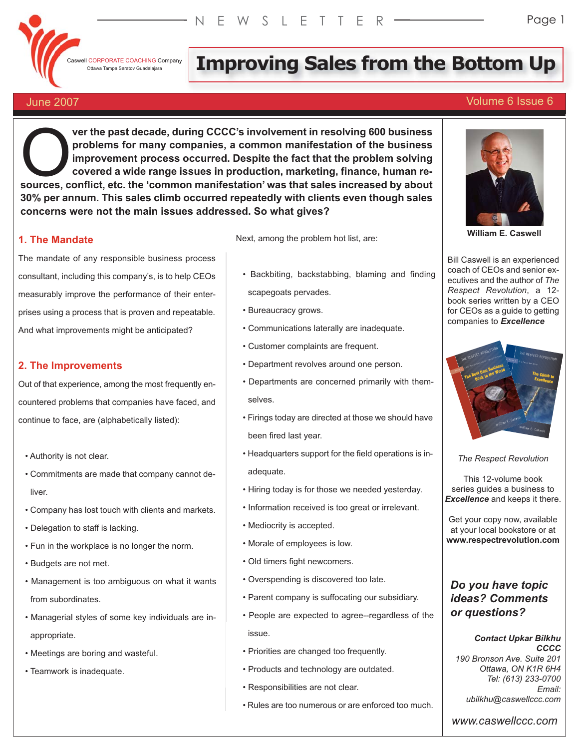Caswell CORPORATE COACHING Company

Ottawa Tampa Saratov Guadalajara

NEWSLETTER

# Improving Sales from the Bottom Up

June 2007 — Volume 6 Issue 6

**Over the past decade, during CCCC's involvement in resolving 600 business problems for many companies, a common manifestation of the business improvement process occurred. Despite the fact that the problem solving covered a wide range issues in production, marketing, finance, human resources, conflict, etc. the 'common manifestation' was that sales increased by about 30% per annum. This sales climb occurred repeatedly with clients even though sales concerns were not the main issues addressed. So what gives?**

## 1. The Mandate

The mandate of any responsible business process consultant, including this company's, is to help CEOs measurably improve the performance of their enterprises using a process that is proven and repeatable. And what improvements might be anticipated?

## 2. The Improvements

Out of that experience, among the most frequently encountered problems that companies have faced, and continue to face, are (alphabetically listed):

- Authority is not clear.
- Commitments are made that company cannot deliver.
- Company has lost touch with clients and markets.
- Delegation to staff is lacking.
- Fun in the workplace is no longer the norm.
- Budgets are not met.
- Management is too ambiguous on what it wants from subordinates.
- Managerial styles of some key individuals are inappropriate.
- Meetings are boring and wasteful.
- Teamwork is inadequate.

Next, among the problem hot list, are:

- Backbiting, backstabbing, blaming and finding scapegoats pervades.
- Bureaucracy grows.
- Communications laterally are inadequate.
- Customer complaints are frequent.
- Department revolves around one person.
- Departments are concerned primarily with themselves.
- Firings today are directed at those we should have been fired last year.
- Headquarters support for the field operations is inadequate.
- Hiring today is for those we needed yesterday.
- Information received is too great or irrelevant.
- Mediocrity is accepted.
- Morale of employees is low.
- Old timers fight newcomers.
- Overspending is discovered too late.
- Parent company is suffocating our subsidiary.
- People are expected to agree--regardless of the issue.
- Priorities are changed too frequently.
- Products and technology are outdated.
- Responsibilities are not clear.
- Rules are too numerous or are enforced too much.

---

**William E. Caswell**

Bill Caswell is an experienced coach of CEOs and senior executives and the author of *The Respect Revolution*, a 12-book series written by a CEO for CEOs as a guide to getting companies to ***Excellence***

*The Respect Revolution*

This 12-volume book series guides a business to ***Excellence*** and keeps it there.

Get your copy now, available at your local bookstore or at **www.respectrevolution.com**

***Do you have topic ideas? Comments or questions?***

***Contact Upkar Bilkhu***
***CCCC***
*190 Bronson Ave. Suite 201*
*Ottawa, ON K1R 6H4*
*Tel: (613) 233-0700*
*Email: ubilkhu@caswellccc.com*

*www.caswellccc.com*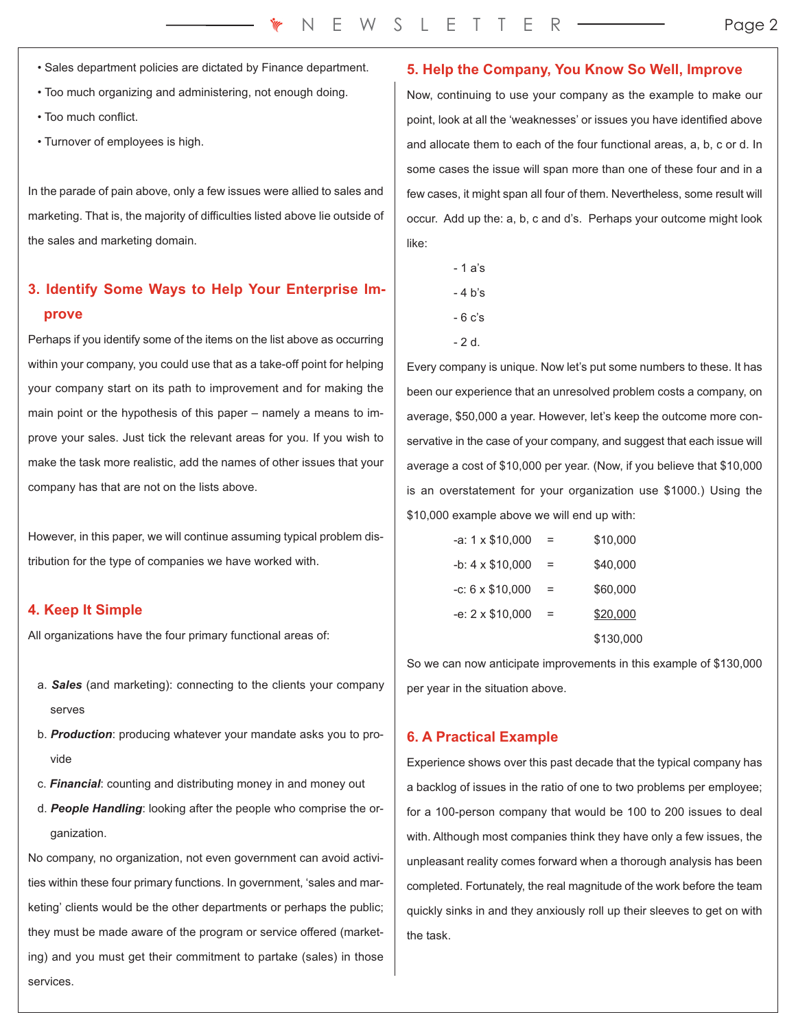- Sales department policies are dictated by Finance department.
- Too much organizing and administering, not enough doing.
- Too much conflict.
- Turnover of employees is high.

In the parade of pain above, only a few issues were allied to sales and marketing. That is, the majority of difficulties listed above lie outside of the sales and marketing domain.

## 3. Identify Some Ways to Help Your Enterprise Improve

Perhaps if you identify some of the items on the list above as occurring within your company, you could use that as a take-off point for helping your company start on its path to improvement and for making the main point or the hypothesis of this paper – namely a means to improve your sales. Just tick the relevant areas for you. If you wish to make the task more realistic, add the names of other issues that your company has that are not on the lists above.

However, in this paper, we will continue assuming typical problem distribution for the type of companies we have worked with.

## 4. Keep It Simple

All organizations have the four primary functional areas of:

a. ***Sales*** (and marketing): connecting to the clients your company serves
b. ***Production***: producing whatever your mandate asks you to provide
c. ***Financial***: counting and distributing money in and money out
d. ***People Handling***: looking after the people who comprise the organization.

No company, no organization, not even government can avoid activities within these four primary functions. In government, 'sales and marketing' clients would be the other departments or perhaps the public; they must be made aware of the program or service offered (marketing) and you must get their commitment to partake (sales) in those services.

## 5. Help the Company, You Know So Well, Improve

Now, continuing to use your company as the example to make our point, look at all the 'weaknesses' or issues you have identified above and allocate them to each of the four functional areas, a, b, c or d. In some cases the issue will span more than one of these four and in a few cases, it might span all four of them. Nevertheless, some result will occur. Add up the: a, b, c and d's. Perhaps your outcome might look like:

- 1 a's
- 4 b's
- 6 c's
- 2 d.

Every company is unique. Now let's put some numbers to these. It has been our experience that an unresolved problem costs a company, on average, $50,000 a year. However, let's keep the outcome more conservative in the case of your company, and suggest that each issue will average a cost of $10,000 per year. (Now, if you believe that $10,000 is an overstatement for your organization use $1000.) Using the $10,000 example above we will end up with:

| | | |
|---|---|---|
| -a: 1 x $10,000 | = | $10,000 |
| -b: 4 x $10,000 | = | $40,000 |
| -c: 6 x $10,000 | = | $60,000 |
| -e: 2 x $10,000 | = | <u>$20,000</u> |
| | | $130,000 |

So we can now anticipate improvements in this example of $130,000 per year in the situation above.

## 6. A Practical Example

Experience shows over this past decade that the typical company has a backlog of issues in the ratio of one to two problems per employee; for a 100-person company that would be 100 to 200 issues to deal with. Although most companies think they have only a few issues, the unpleasant reality comes forward when a thorough analysis has been completed. Fortunately, the real magnitude of the work before the team quickly sinks in and they anxiously roll up their sleeves to get on with the task.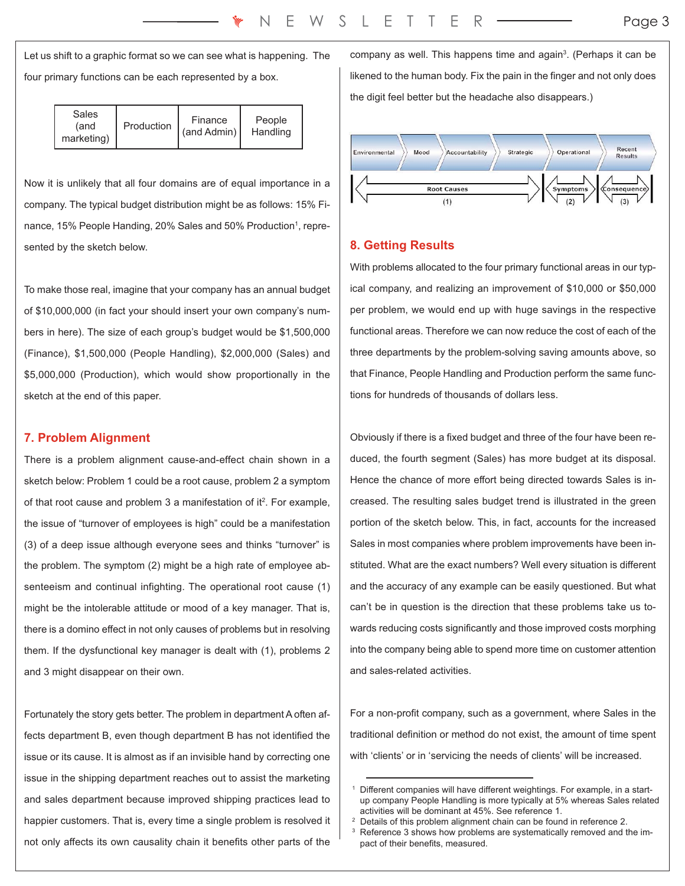Let us shift to a graphic format so we can see what is happening. The four primary functions can be each represented by a box.

| Sales (and marketing) | Production | Finance (and Admin) | People Handling |
|---|---|---|---|

Now it is unlikely that all four domains are of equal importance in a company. The typical budget distribution might be as follows: 15% Finance, 15% People Handing, 20% Sales and 50% Production[1], represented by the sketch below.

To make those real, imagine that your company has an annual budget of $10,000,000 (in fact your should insert your own company's numbers in here). The size of each group's budget would be $1,500,000 (Finance), $1,500,000 (People Handling), $2,000,000 (Sales) and $5,000,000 (Production), which would show proportionally in the sketch at the end of this paper.

## 7. Problem Alignment

There is a problem alignment cause-and-effect chain shown in a sketch below: Problem 1 could be a root cause, problem 2 a symptom of that root cause and problem 3 a manifestation of it[2]. For example, the issue of "turnover of employees is high" could be a manifestation (3) of a deep issue although everyone sees and thinks "turnover" is the problem. The symptom (2) might be a high rate of employee absenteeism and continual infighting. The operational root cause (1) might be the intolerable attitude or mood of a key manager. That is, there is a domino effect in not only causes of problems but in resolving them. If the dysfunctional key manager is dealt with (1), problems 2 and 3 might disappear on their own.

Fortunately the story gets better. The problem in department A often affects department B, even though department B has not identified the issue or its cause. It is almost as if an invisible hand by correcting one issue in the shipping department reaches out to assist the marketing and sales department because improved shipping practices lead to happier customers. That is, every time a single problem is resolved it not only affects its own causality chain it benefits other parts of the company as well. This happens time and again[3]. (Perhaps it can be likened to the human body. Fix the pain in the finger and not only does the digit feel better but the headache also disappears.)

| Environmental | Mood | Accountability | Strategic | Operational | Recent Results |
|---|---|---|---|---|---|
| Root Causes (1) | | | | Symptoms (2) | Consequence (3) |

## 8. Getting Results

With problems allocated to the four primary functional areas in our typical company, and realizing an improvement of $10,000 or $50,000 per problem, we would end up with huge savings in the respective functional areas. Therefore we can now reduce the cost of each of the three departments by the problem-solving saving amounts above, so that Finance, People Handling and Production perform the same functions for hundreds of thousands of dollars less.

Obviously if there is a fixed budget and three of the four have been reduced, the fourth segment (Sales) has more budget at its disposal. Hence the chance of more effort being directed towards Sales is increased. The resulting sales budget trend is illustrated in the green portion of the sketch below. This, in fact, accounts for the increased Sales in most companies where problem improvements have been instituted. What are the exact numbers? Well every situation is different and the accuracy of any example can be easily questioned. But what can't be in question is the direction that these problems take us towards reducing costs significantly and those improved costs morphing into the company being able to spend more time on customer attention and sales-related activities.

For a non-profit company, such as a government, where Sales in the traditional definition or method do not exist, the amount of time spent with 'clients' or in 'servicing the needs of clients' will be increased.

---

[1] Different companies will have different weightings. For example, in a start-up company People Handling is more typically at 5% whereas Sales related activities will be dominant at 45%. See reference 1.

[2] Details of this problem alignment chain can be found in reference 2.

[3] Reference 3 shows how problems are systematically removed and the impact of their benefits, measured.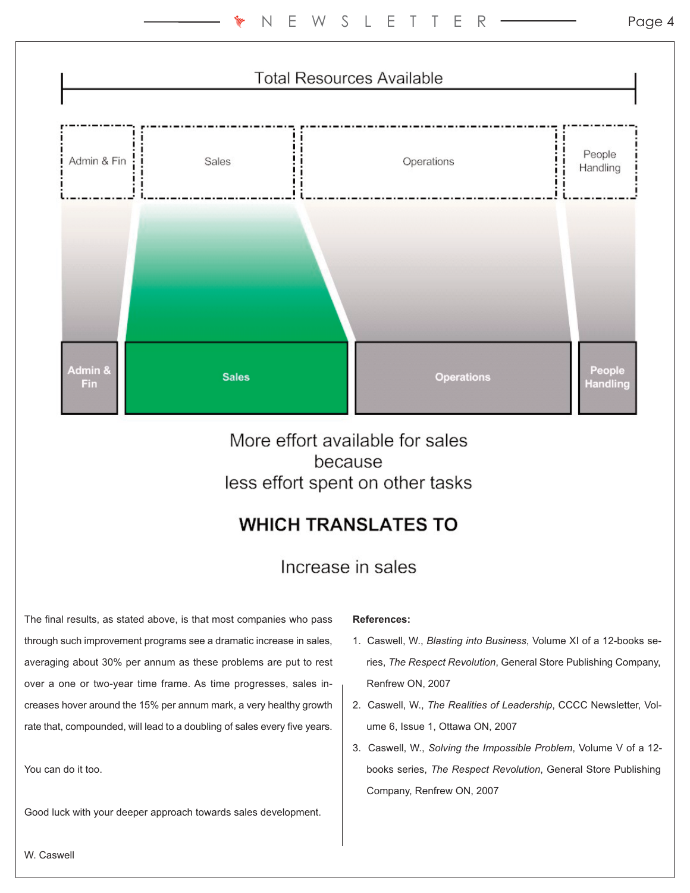Total Resources Available

Admin & Fin

Sales

Operations

People Handling

Admin & Fin

Sales

Operations

People Handling

More effort available for sales
because
less effort spent on other tasks

**WHICH TRANSLATES TO**

Increase in sales

The final results, as stated above, is that most companies who pass through such improvement programs see a dramatic increase in sales, averaging about 30% per annum as these problems are put to rest over a one or two-year time frame. As time progresses, sales increases hover around the 15% per annum mark, a very healthy growth rate that, compounded, will lead to a doubling of sales every five years.

You can do it too.

Good luck with your deeper approach towards sales development.

W. Caswell

**References:**

1. Caswell, W., *Blasting into Business*, Volume XI of a 12-books series, *The Respect Revolution*, General Store Publishing Company, Renfrew ON, 2007
2. Caswell, W., *The Realities of Leadership*, CCCC Newsletter, Volume 6, Issue 1, Ottawa ON, 2007
3. Caswell, W., *Solving the Impossible Problem*, Volume V of a 12-books series, *The Respect Revolution*, General Store Publishing Company, Renfrew ON, 2007